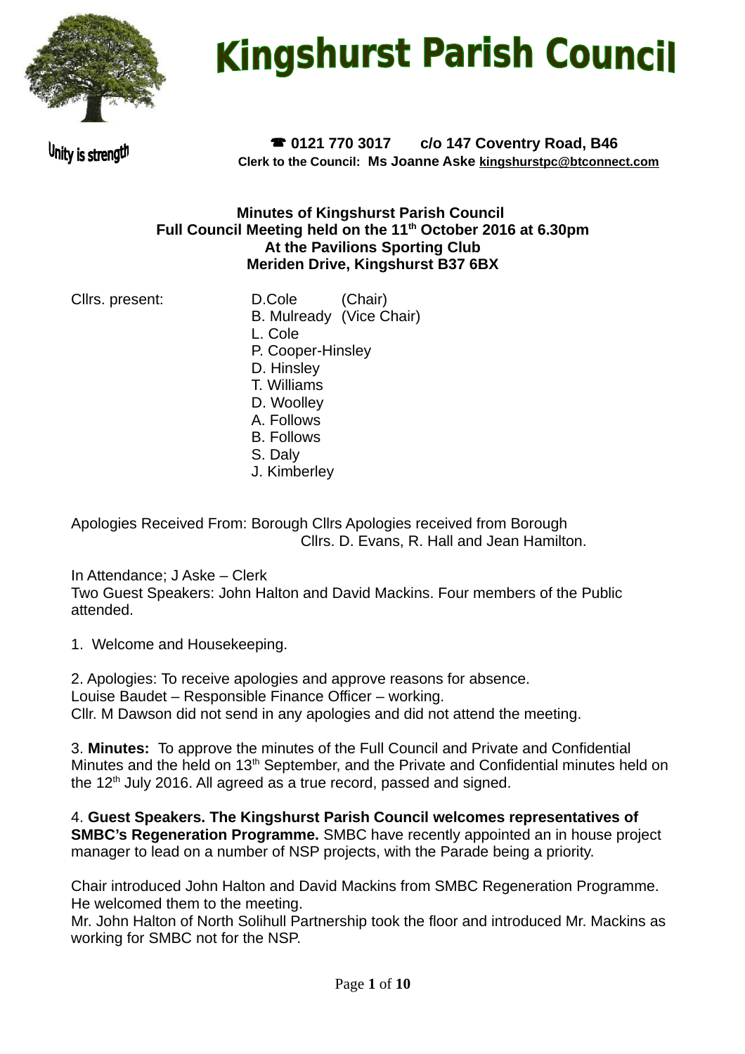# Kingshurst Parish Council

Unity is strength

☎ 0121 770 3017 c/o 147 Coventry Road, B46
**Clerk to the Council: Ms Joanne Aske kingshurstpc@btconnect.com**

**Minutes of Kingshurst Parish Council**
**Full Council Meeting held on the 11th October 2016 at 6.30pm**
**At the Pavilions Sporting Club**
**Meriden Drive, Kingshurst B37 6BX**

Cllrs. present:
D.Cole (Chair)
B. Mulready (Vice Chair)
L. Cole
P. Cooper-Hinsley
D. Hinsley
T. Williams
D. Woolley
A. Follows
B. Follows
S. Daly
J. Kimberley

Apologies Received From: Borough Cllrs Apologies received from Borough Cllrs. D. Evans, R. Hall and Jean Hamilton.

In Attendance; J Aske – Clerk
Two Guest Speakers: John Halton and David Mackins. Four members of the Public attended.

1. Welcome and Housekeeping.

2. Apologies: To receive apologies and approve reasons for absence.
Louise Baudet – Responsible Finance Officer – working.
Cllr. M Dawson did not send in any apologies and did not attend the meeting.

3. **Minutes:** To approve the minutes of the Full Council and Private and Confidential Minutes and the held on 13th September, and the Private and Confidential minutes held on the 12th July 2016. All agreed as a true record, passed and signed.

4. **Guest Speakers. The Kingshurst Parish Council welcomes representatives of SMBC's Regeneration Programme.** SMBC have recently appointed an in house project manager to lead on a number of NSP projects, with the Parade being a priority.

Chair introduced John Halton and David Mackins from SMBC Regeneration Programme. He welcomed them to the meeting.
Mr. John Halton of North Solihull Partnership took the floor and introduced Mr. Mackins as working for SMBC not for the NSP.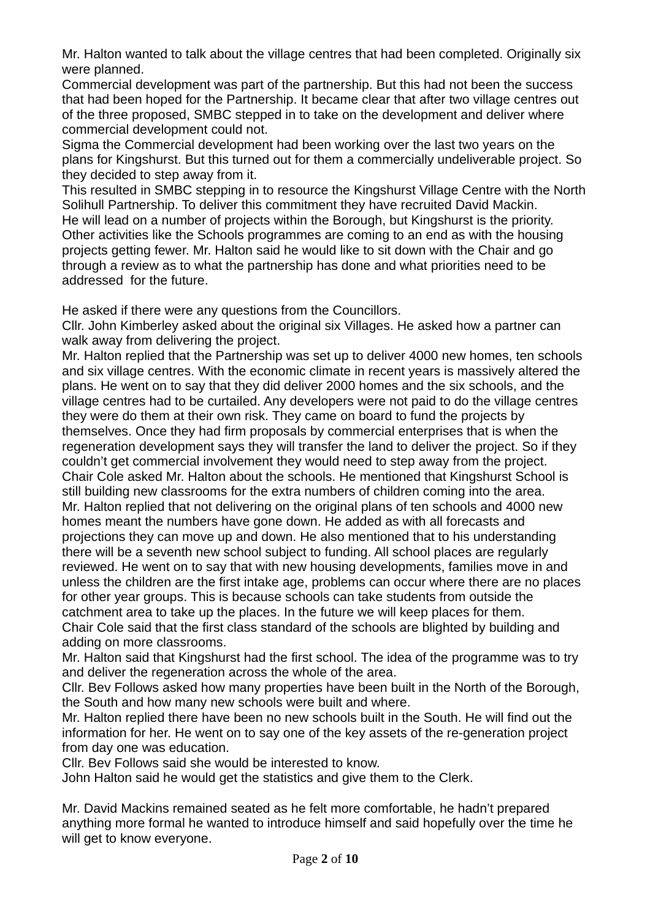Mr. Halton wanted to talk about the village centres that had been completed. Originally six were planned.

Commercial development was part of the partnership. But this had not been the success that had been hoped for the Partnership. It became clear that after two village centres out of the three proposed, SMBC stepped in to take on the development and deliver where commercial development could not.

Sigma the Commercial development had been working over the last two years on the plans for Kingshurst. But this turned out for them a commercially undeliverable project. So they decided to step away from it.

This resulted in SMBC stepping in to resource the Kingshurst Village Centre with the North Solihull Partnership. To deliver this commitment they have recruited David Mackin.

He will lead on a number of projects within the Borough, but Kingshurst is the priority. Other activities like the Schools programmes are coming to an end as with the housing projects getting fewer. Mr. Halton said he would like to sit down with the Chair and go through a review as to what the partnership has done and what priorities need to be addressed for the future.

He asked if there were any questions from the Councillors.

Cllr. John Kimberley asked about the original six Villages. He asked how a partner can walk away from delivering the project.

Mr. Halton replied that the Partnership was set up to deliver 4000 new homes, ten schools and six village centres. With the economic climate in recent years is massively altered the plans. He went on to say that they did deliver 2000 homes and the six schools, and the village centres had to be curtailed. Any developers were not paid to do the village centres they were do them at their own risk. They came on board to fund the projects by themselves. Once they had firm proposals by commercial enterprises that is when the regeneration development says they will transfer the land to deliver the project. So if they couldn't get commercial involvement they would need to step away from the project.

Chair Cole asked Mr. Halton about the schools. He mentioned that Kingshurst School is still building new classrooms for the extra numbers of children coming into the area.

Mr. Halton replied that not delivering on the original plans of ten schools and 4000 new homes meant the numbers have gone down. He added as with all forecasts and projections they can move up and down. He also mentioned that to his understanding there will be a seventh new school subject to funding. All school places are regularly reviewed. He went on to say that with new housing developments, families move in and unless the children are the first intake age, problems can occur where there are no places for other year groups. This is because schools can take students from outside the catchment area to take up the places. In the future we will keep places for them.

Chair Cole said that the first class standard of the schools are blighted by building and adding on more classrooms.

Mr. Halton said that Kingshurst had the first school. The idea of the programme was to try and deliver the regeneration across the whole of the area.

Cllr. Bev Follows asked how many properties have been built in the North of the Borough, the South and how many new schools were built and where.

Mr. Halton replied there have been no new schools built in the South. He will find out the information for her. He went on to say one of the key assets of the re-generation project from day one was education.

Cllr. Bev Follows said she would be interested to know.

John Halton said he would get the statistics and give them to the Clerk.

Mr. David Mackins remained seated as he felt more comfortable, he hadn't prepared anything more formal he wanted to introduce himself and said hopefully over the time he will get to know everyone.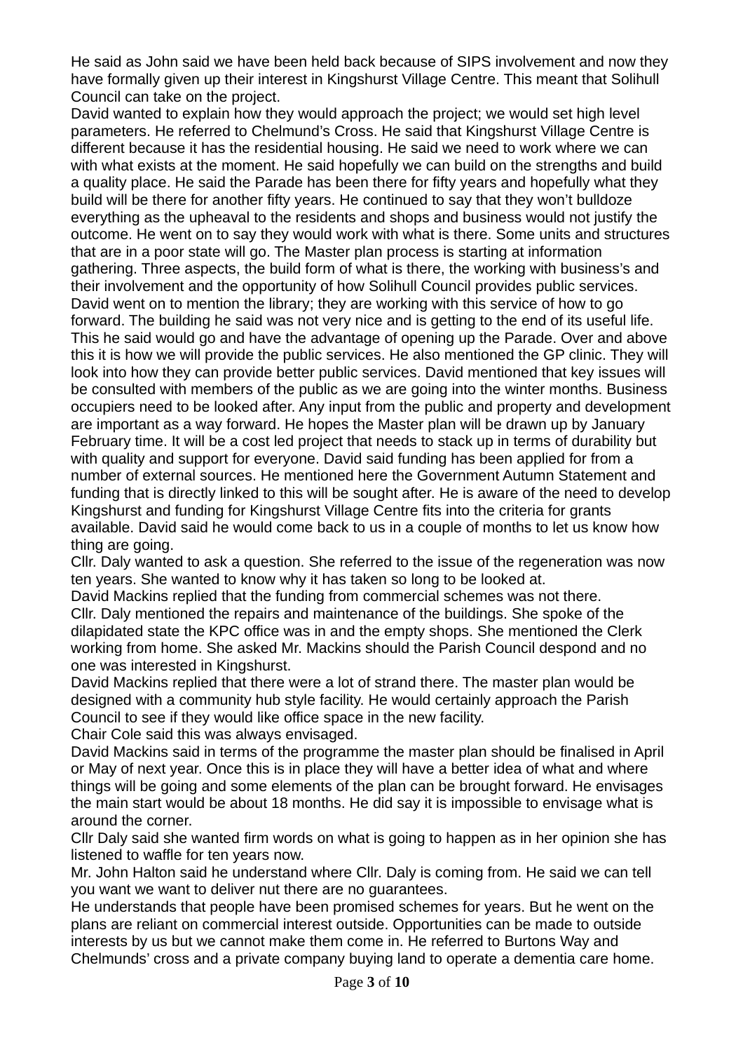He said as John said we have been held back because of SIPS involvement and now they have formally given up their interest in Kingshurst Village Centre. This meant that Solihull Council can take on the project.

David wanted to explain how they would approach the project; we would set high level parameters. He referred to Chelmund's Cross. He said that Kingshurst Village Centre is different because it has the residential housing. He said we need to work where we can with what exists at the moment. He said hopefully we can build on the strengths and build a quality place. He said the Parade has been there for fifty years and hopefully what they build will be there for another fifty years. He continued to say that they won't bulldoze everything as the upheaval to the residents and shops and business would not justify the outcome. He went on to say they would work with what is there. Some units and structures that are in a poor state will go. The Master plan process is starting at information gathering. Three aspects, the build form of what is there, the working with business's and their involvement and the opportunity of how Solihull Council provides public services. David went on to mention the library; they are working with this service of how to go forward. The building he said was not very nice and is getting to the end of its useful life. This he said would go and have the advantage of opening up the Parade. Over and above this it is how we will provide the public services. He also mentioned the GP clinic. They will look into how they can provide better public services. David mentioned that key issues will be consulted with members of the public as we are going into the winter months. Business occupiers need to be looked after. Any input from the public and property and development are important as a way forward. He hopes the Master plan will be drawn up by January February time. It will be a cost led project that needs to stack up in terms of durability but with quality and support for everyone. David said funding has been applied for from a number of external sources. He mentioned here the Government Autumn Statement and funding that is directly linked to this will be sought after. He is aware of the need to develop Kingshurst and funding for Kingshurst Village Centre fits into the criteria for grants available. David said he would come back to us in a couple of months to let us know how thing are going.

Cllr. Daly wanted to ask a question. She referred to the issue of the regeneration was now ten years. She wanted to know why it has taken so long to be looked at.

David Mackins replied that the funding from commercial schemes was not there.

Cllr. Daly mentioned the repairs and maintenance of the buildings. She spoke of the dilapidated state the KPC office was in and the empty shops. She mentioned the Clerk working from home. She asked Mr. Mackins should the Parish Council despond and no one was interested in Kingshurst.

David Mackins replied that there were a lot of strand there. The master plan would be designed with a community hub style facility. He would certainly approach the Parish Council to see if they would like office space in the new facility.

Chair Cole said this was always envisaged.

David Mackins said in terms of the programme the master plan should be finalised in April or May of next year. Once this is in place they will have a better idea of what and where things will be going and some elements of the plan can be brought forward. He envisages the main start would be about 18 months. He did say it is impossible to envisage what is around the corner.

Cllr Daly said she wanted firm words on what is going to happen as in her opinion she has listened to waffle for ten years now.

Mr. John Halton said he understand where Cllr. Daly is coming from. He said we can tell you want we want to deliver nut there are no guarantees.

He understands that people have been promised schemes for years. But he went on the plans are reliant on commercial interest outside. Opportunities can be made to outside interests by us but we cannot make them come in. He referred to Burtons Way and Chelmunds' cross and a private company buying land to operate a dementia care home.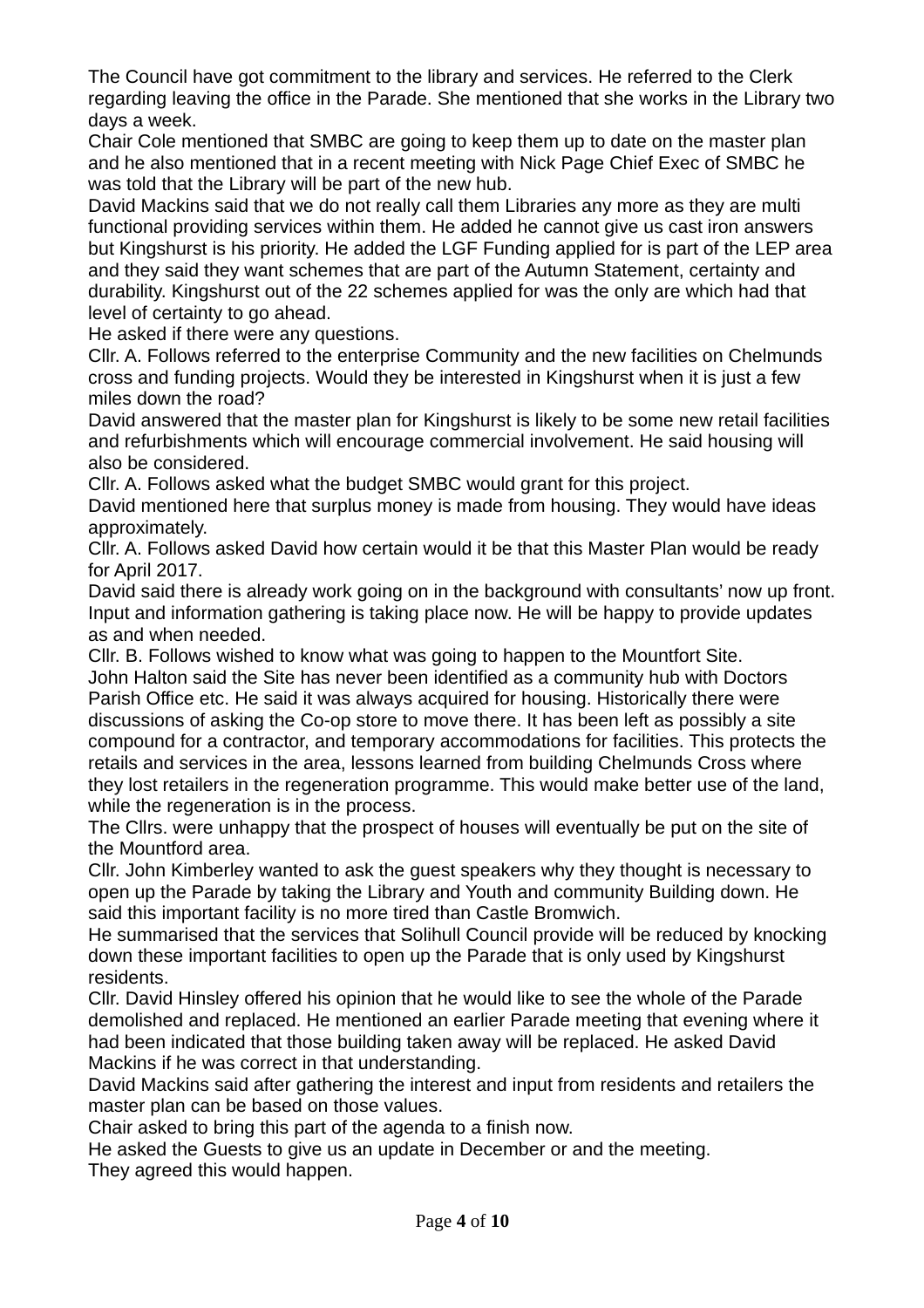The Council have got commitment to the library and services. He referred to the Clerk regarding leaving the office in the Parade. She mentioned that she works in the Library two days a week.

Chair Cole mentioned that SMBC are going to keep them up to date on the master plan and he also mentioned that in a recent meeting with Nick Page Chief Exec of SMBC he was told that the Library will be part of the new hub.

David Mackins said that we do not really call them Libraries any more as they are multi functional providing services within them. He added he cannot give us cast iron answers but Kingshurst is his priority. He added the LGF Funding applied for is part of the LEP area and they said they want schemes that are part of the Autumn Statement, certainty and durability. Kingshurst out of the 22 schemes applied for was the only are which had that level of certainty to go ahead.

He asked if there were any questions.

Cllr. A. Follows referred to the enterprise Community and the new facilities on Chelmunds cross and funding projects. Would they be interested in Kingshurst when it is just a few miles down the road?

David answered that the master plan for Kingshurst is likely to be some new retail facilities and refurbishments which will encourage commercial involvement. He said housing will also be considered.

Cllr. A. Follows asked what the budget SMBC would grant for this project.

David mentioned here that surplus money is made from housing. They would have ideas approximately.

Cllr. A. Follows asked David how certain would it be that this Master Plan would be ready for April 2017.

David said there is already work going on in the background with consultants' now up front. Input and information gathering is taking place now. He will be happy to provide updates as and when needed.

Cllr. B. Follows wished to know what was going to happen to the Mountfort Site.

John Halton said the Site has never been identified as a community hub with Doctors Parish Office etc. He said it was always acquired for housing. Historically there were discussions of asking the Co-op store to move there. It has been left as possibly a site compound for a contractor, and temporary accommodations for facilities. This protects the retails and services in the area, lessons learned from building Chelmunds Cross where they lost retailers in the regeneration programme. This would make better use of the land, while the regeneration is in the process.

The Cllrs. were unhappy that the prospect of houses will eventually be put on the site of the Mountford area.

Cllr. John Kimberley wanted to ask the guest speakers why they thought is necessary to open up the Parade by taking the Library and Youth and community Building down. He said this important facility is no more tired than Castle Bromwich.

He summarised that the services that Solihull Council provide will be reduced by knocking down these important facilities to open up the Parade that is only used by Kingshurst residents.

Cllr. David Hinsley offered his opinion that he would like to see the whole of the Parade demolished and replaced. He mentioned an earlier Parade meeting that evening where it had been indicated that those building taken away will be replaced. He asked David Mackins if he was correct in that understanding.

David Mackins said after gathering the interest and input from residents and retailers the master plan can be based on those values.

Chair asked to bring this part of the agenda to a finish now.

He asked the Guests to give us an update in December or and the meeting.

They agreed this would happen.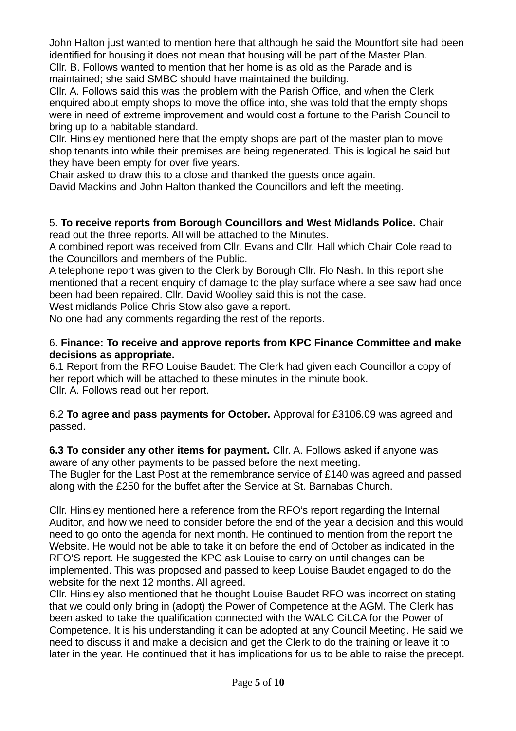John Halton just wanted to mention here that although he said the Mountfort site had been identified for housing it does not mean that housing will be part of the Master Plan.
Cllr. B. Follows wanted to mention that her home is as old as the Parade and is maintained; she said SMBC should have maintained the building.
Cllr. A. Follows said this was the problem with the Parish Office, and when the Clerk enquired about empty shops to move the office into, she was told that the empty shops were in need of extreme improvement and would cost a fortune to the Parish Council to bring up to a habitable standard.
Cllr. Hinsley mentioned here that the empty shops are part of the master plan to move shop tenants into while their premises are being regenerated. This is logical he said but they have been empty for over five years.
Chair asked to draw this to a close and thanked the guests once again.
David Mackins and John Halton thanked the Councillors and left the meeting.

5. **To receive reports from Borough Councillors and West Midlands Police.** Chair read out the three reports. All will be attached to the Minutes.
A combined report was received from Cllr. Evans and Cllr. Hall which Chair Cole read to the Councillors and members of the Public.
A telephone report was given to the Clerk by Borough Cllr. Flo Nash. In this report she mentioned that a recent enquiry of damage to the play surface where a see saw had once been had been repaired. Cllr. David Woolley said this is not the case.
West midlands Police Chris Stow also gave a report.
No one had any comments regarding the rest of the reports.

6. **Finance: To receive and approve reports from KPC Finance Committee and make decisions as appropriate.**
6.1 Report from the RFO Louise Baudet: The Clerk had given each Councillor a copy of her report which will be attached to these minutes in the minute book.
Cllr. A. Follows read out her report.

6.2 **To agree and pass payments for October.** Approval for £3106.09 was agreed and passed.

**6.3 To consider any other items for payment.** Cllr. A. Follows asked if anyone was aware of any other payments to be passed before the next meeting.
The Bugler for the Last Post at the remembrance service of £140 was agreed and passed along with the £250 for the buffet after the Service at St. Barnabas Church.

Cllr. Hinsley mentioned here a reference from the RFO's report regarding the Internal Auditor, and how we need to consider before the end of the year a decision and this would need to go onto the agenda for next month. He continued to mention from the report the Website. He would not be able to take it on before the end of October as indicated in the RFO'S report. He suggested the KPC ask Louise to carry on until changes can be implemented. This was proposed and passed to keep Louise Baudet engaged to do the website for the next 12 months. All agreed.
Cllr. Hinsley also mentioned that he thought Louise Baudet RFO was incorrect on stating that we could only bring in (adopt) the Power of Competence at the AGM. The Clerk has been asked to take the qualification connected with the WALC CiLCA for the Power of Competence. It is his understanding it can be adopted at any Council Meeting. He said we need to discuss it and make a decision and get the Clerk to do the training or leave it to later in the year. He continued that it has implications for us to be able to raise the precept.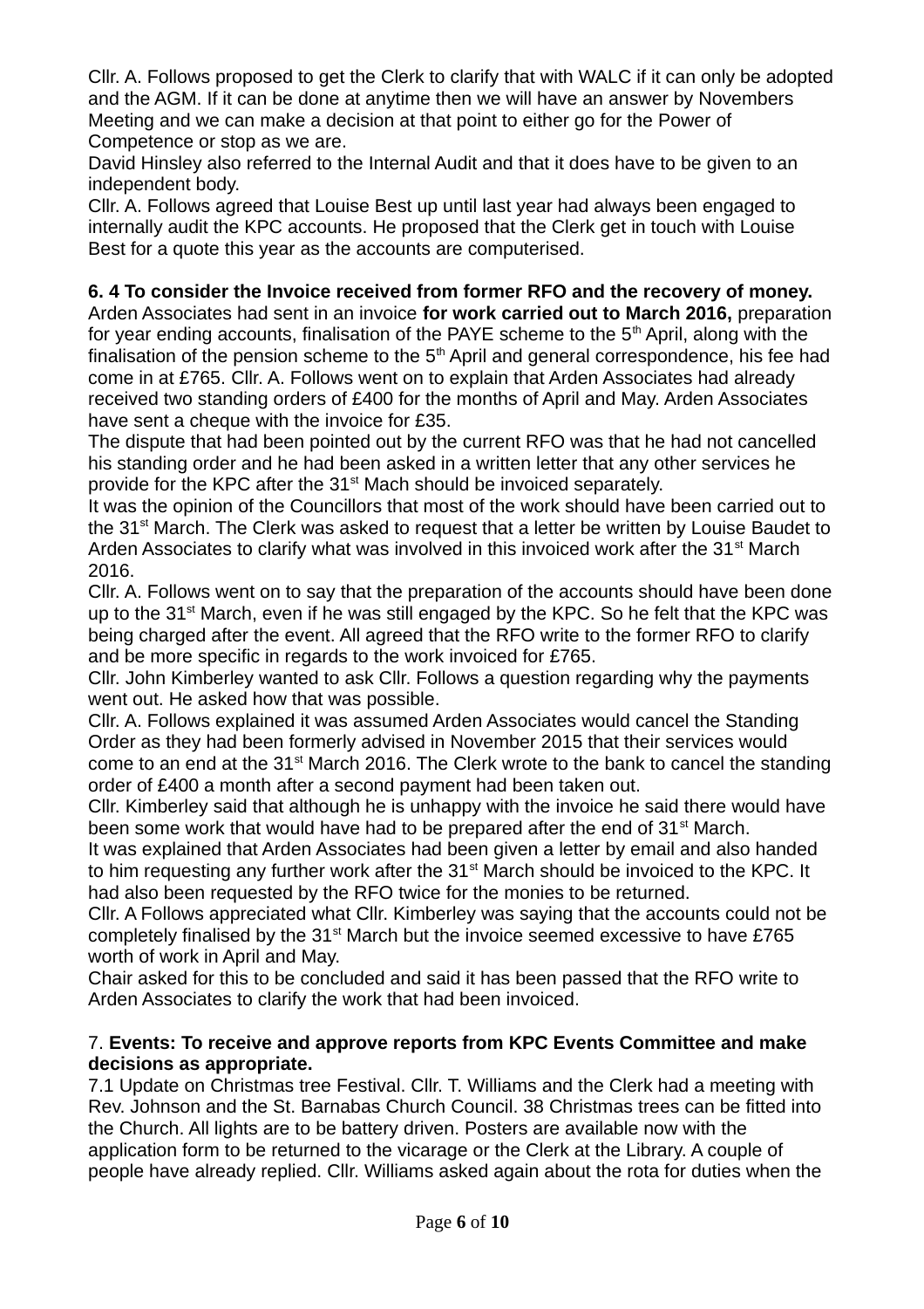Cllr. A. Follows proposed to get the Clerk to clarify that with WALC if it can only be adopted and the AGM. If it can be done at anytime then we will have an answer by Novembers Meeting and we can make a decision at that point to either go for the Power of Competence or stop as we are.
David Hinsley also referred to the Internal Audit and that it does have to be given to an independent body.
Cllr. A. Follows agreed that Louise Best up until last year had always been engaged to internally audit the KPC accounts. He proposed that the Clerk get in touch with Louise Best for a quote this year as the accounts are computerised.

**6. 4 To consider the Invoice received from former RFO and the recovery of money.**
Arden Associates had sent in an invoice **for work carried out to March 2016,** preparation for year ending accounts, finalisation of the PAYE scheme to the 5th April, along with the finalisation of the pension scheme to the 5th April and general correspondence, his fee had come in at £765. Cllr. A. Follows went on to explain that Arden Associates had already received two standing orders of £400 for the months of April and May. Arden Associates have sent a cheque with the invoice for £35.
The dispute that had been pointed out by the current RFO was that he had not cancelled his standing order and he had been asked in a written letter that any other services he provide for the KPC after the 31st Mach should be invoiced separately.
It was the opinion of the Councillors that most of the work should have been carried out to the 31st March. The Clerk was asked to request that a letter be written by Louise Baudet to Arden Associates to clarify what was involved in this invoiced work after the 31st March 2016.
Cllr. A. Follows went on to say that the preparation of the accounts should have been done up to the 31st March, even if he was still engaged by the KPC. So he felt that the KPC was being charged after the event. All agreed that the RFO write to the former RFO to clarify and be more specific in regards to the work invoiced for £765.
Cllr. John Kimberley wanted to ask Cllr. Follows a question regarding why the payments went out. He asked how that was possible.
Cllr. A. Follows explained it was assumed Arden Associates would cancel the Standing Order as they had been formerly advised in November 2015 that their services would come to an end at the 31st March 2016. The Clerk wrote to the bank to cancel the standing order of £400 a month after a second payment had been taken out.
Cllr. Kimberley said that although he is unhappy with the invoice he said there would have been some work that would have had to be prepared after the end of 31st March.
It was explained that Arden Associates had been given a letter by email and also handed to him requesting any further work after the 31st March should be invoiced to the KPC. It had also been requested by the RFO twice for the monies to be returned.
Cllr. A Follows appreciated what Cllr. Kimberley was saying that the accounts could not be completely finalised by the 31st March but the invoice seemed excessive to have £765 worth of work in April and May.
Chair asked for this to be concluded and said it has been passed that the RFO write to Arden Associates to clarify the work that had been invoiced.

7. **Events: To receive and approve reports from KPC Events Committee and make decisions as appropriate.**
7.1 Update on Christmas tree Festival. Cllr. T. Williams and the Clerk had a meeting with Rev. Johnson and the St. Barnabas Church Council. 38 Christmas trees can be fitted into the Church. All lights are to be battery driven. Posters are available now with the application form to be returned to the vicarage or the Clerk at the Library. A couple of people have already replied. Cllr. Williams asked again about the rota for duties when the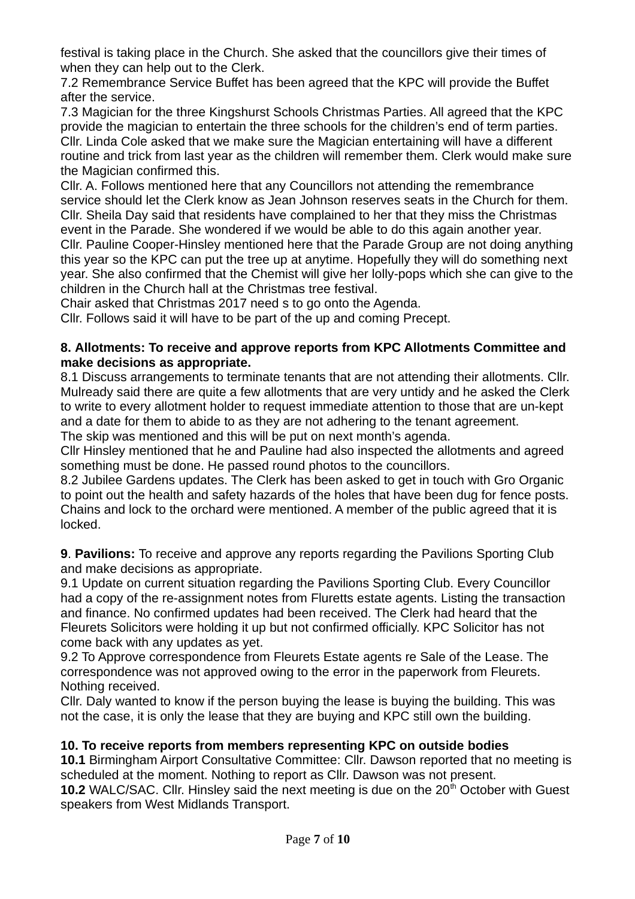festival is taking place in the Church. She asked that the councillors give their times of when they can help out to the Clerk.

7.2 Remembrance Service Buffet has been agreed that the KPC will provide the Buffet after the service.

7.3 Magician for the three Kingshurst Schools Christmas Parties. All agreed that the KPC provide the magician to entertain the three schools for the children's end of term parties. Cllr. Linda Cole asked that we make sure the Magician entertaining will have a different routine and trick from last year as the children will remember them. Clerk would make sure the Magician confirmed this.

Cllr. A. Follows mentioned here that any Councillors not attending the remembrance service should let the Clerk know as Jean Johnson reserves seats in the Church for them.

Cllr. Sheila Day said that residents have complained to her that they miss the Christmas event in the Parade. She wondered if we would be able to do this again another year.

Cllr. Pauline Cooper-Hinsley mentioned here that the Parade Group are not doing anything this year so the KPC can put the tree up at anytime. Hopefully they will do something next year. She also confirmed that the Chemist will give her lolly-pops which she can give to the children in the Church hall at the Christmas tree festival.

Chair asked that Christmas 2017 need s to go onto the Agenda.

Cllr. Follows said it will have to be part of the up and coming Precept.

**8. Allotments: To receive and approve reports from KPC Allotments Committee and make decisions as appropriate.**

8.1 Discuss arrangements to terminate tenants that are not attending their allotments. Cllr. Mulready said there are quite a few allotments that are very untidy and he asked the Clerk to write to every allotment holder to request immediate attention to those that are un-kept and a date for them to abide to as they are not adhering to the tenant agreement.

The skip was mentioned and this will be put on next month's agenda.

Cllr Hinsley mentioned that he and Pauline had also inspected the allotments and agreed something must be done. He passed round photos to the councillors.

8.2 Jubilee Gardens updates. The Clerk has been asked to get in touch with Gro Organic to point out the health and safety hazards of the holes that have been dug for fence posts. Chains and lock to the orchard were mentioned. A member of the public agreed that it is locked.

**9**. **Pavilions:** To receive and approve any reports regarding the Pavilions Sporting Club and make decisions as appropriate.

9.1 Update on current situation regarding the Pavilions Sporting Club. Every Councillor had a copy of the re-assignment notes from Fluretts estate agents. Listing the transaction and finance. No confirmed updates had been received. The Clerk had heard that the Fleurets Solicitors were holding it up but not confirmed officially. KPC Solicitor has not come back with any updates as yet.

9.2 To Approve correspondence from Fleurets Estate agents re Sale of the Lease. The correspondence was not approved owing to the error in the paperwork from Fleurets. Nothing received.

Cllr. Daly wanted to know if the person buying the lease is buying the building. This was not the case, it is only the lease that they are buying and KPC still own the building.

**10. To receive reports from members representing KPC on outside bodies**

**10.1** Birmingham Airport Consultative Committee: Cllr. Dawson reported that no meeting is scheduled at the moment. Nothing to report as Cllr. Dawson was not present.

**10.2** WALC/SAC. Cllr. Hinsley said the next meeting is due on the 20th October with Guest speakers from West Midlands Transport.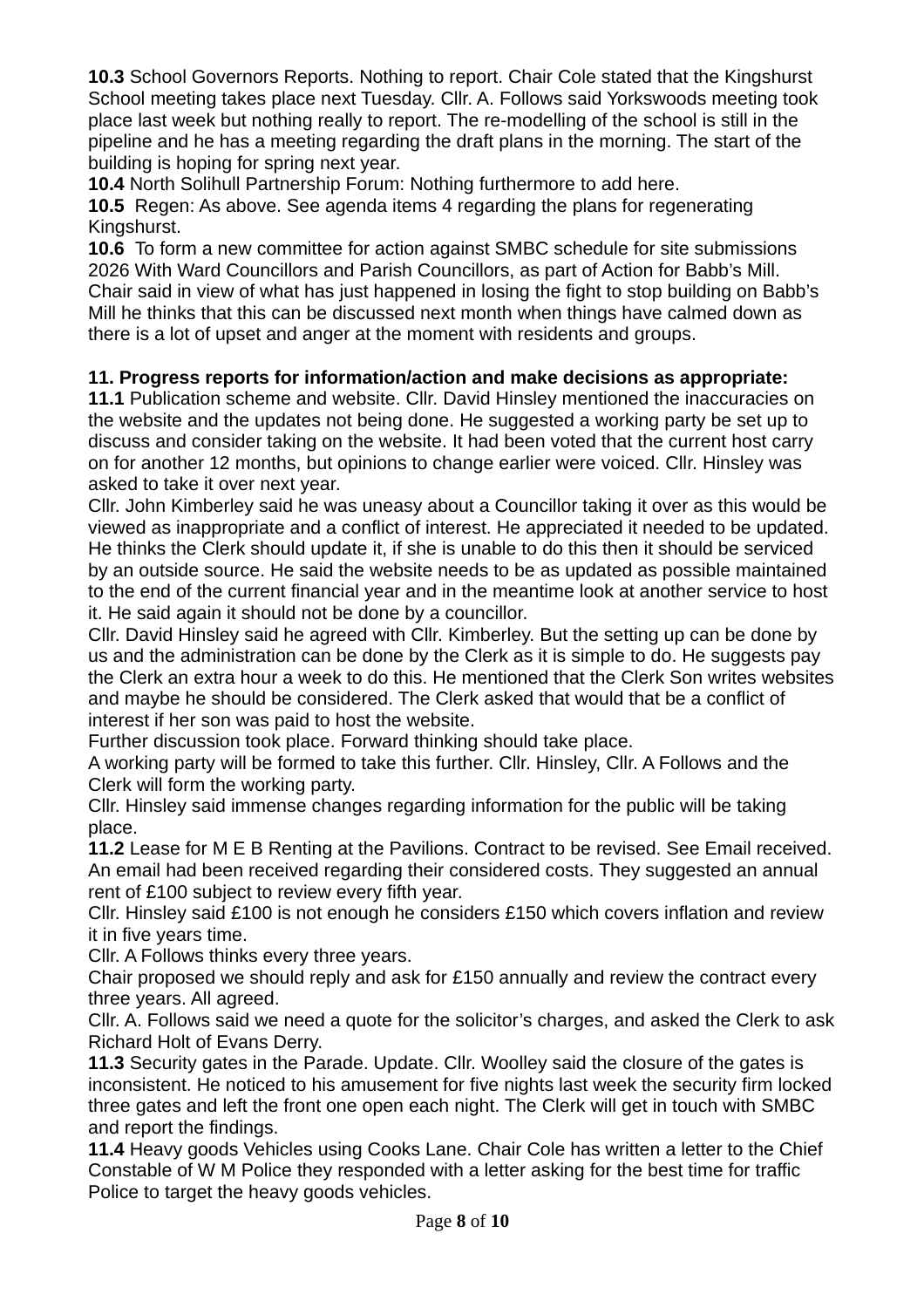**10.3** School Governors Reports. Nothing to report. Chair Cole stated that the Kingshurst School meeting takes place next Tuesday. Cllr. A. Follows said Yorkswoods meeting took place last week but nothing really to report. The re-modelling of the school is still in the pipeline and he has a meeting regarding the draft plans in the morning. The start of the building is hoping for spring next year.

**10.4** North Solihull Partnership Forum: Nothing furthermore to add here.

**10.5** Regen: As above. See agenda items 4 regarding the plans for regenerating Kingshurst.

**10.6** To form a new committee for action against SMBC schedule for site submissions 2026 With Ward Councillors and Parish Councillors, as part of Action for Babb's Mill. Chair said in view of what has just happened in losing the fight to stop building on Babb's Mill he thinks that this can be discussed next month when things have calmed down as there is a lot of upset and anger at the moment with residents and groups.

**11. Progress reports for information/action and make decisions as appropriate:**

**11.1** Publication scheme and website. Cllr. David Hinsley mentioned the inaccuracies on the website and the updates not being done. He suggested a working party be set up to discuss and consider taking on the website. It had been voted that the current host carry on for another 12 months, but opinions to change earlier were voiced. Cllr. Hinsley was asked to take it over next year.

Cllr. John Kimberley said he was uneasy about a Councillor taking it over as this would be viewed as inappropriate and a conflict of interest. He appreciated it needed to be updated. He thinks the Clerk should update it, if she is unable to do this then it should be serviced by an outside source. He said the website needs to be as updated as possible maintained to the end of the current financial year and in the meantime look at another service to host it. He said again it should not be done by a councillor.

Cllr. David Hinsley said he agreed with Cllr. Kimberley. But the setting up can be done by us and the administration can be done by the Clerk as it is simple to do. He suggests pay the Clerk an extra hour a week to do this. He mentioned that the Clerk Son writes websites and maybe he should be considered. The Clerk asked that would that be a conflict of interest if her son was paid to host the website.

Further discussion took place. Forward thinking should take place.

A working party will be formed to take this further. Cllr. Hinsley, Cllr. A Follows and the Clerk will form the working party.

Cllr. Hinsley said immense changes regarding information for the public will be taking place.

**11.2** Lease for M E B Renting at the Pavilions. Contract to be revised. See Email received. An email had been received regarding their considered costs. They suggested an annual rent of £100 subject to review every fifth year.

Cllr. Hinsley said £100 is not enough he considers £150 which covers inflation and review it in five years time.

Cllr. A Follows thinks every three years.

Chair proposed we should reply and ask for £150 annually and review the contract every three years. All agreed.

Cllr. A. Follows said we need a quote for the solicitor's charges, and asked the Clerk to ask Richard Holt of Evans Derry.

**11.3** Security gates in the Parade. Update. Cllr. Woolley said the closure of the gates is inconsistent. He noticed to his amusement for five nights last week the security firm locked three gates and left the front one open each night. The Clerk will get in touch with SMBC and report the findings.

**11.4** Heavy goods Vehicles using Cooks Lane. Chair Cole has written a letter to the Chief Constable of W M Police they responded with a letter asking for the best time for traffic Police to target the heavy goods vehicles.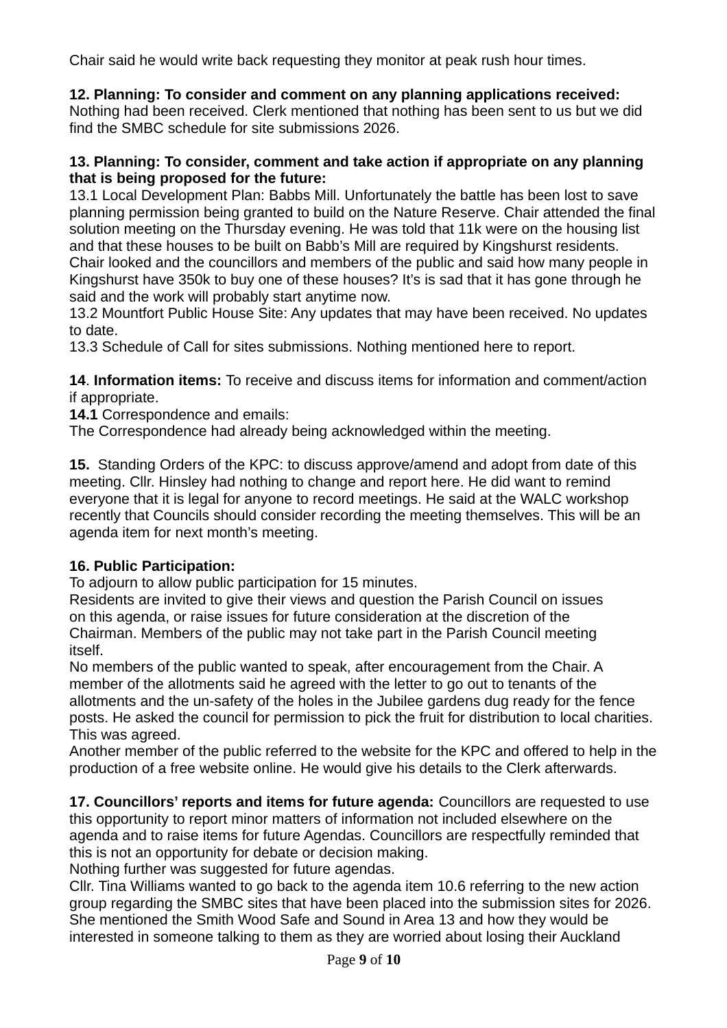Chair said he would write back requesting they monitor at peak rush hour times.

**12. Planning: To consider and comment on any planning applications received:** Nothing had been received. Clerk mentioned that nothing has been sent to us but we did find the SMBC schedule for site submissions 2026.

**13. Planning: To consider, comment and take action if appropriate on any planning that is being proposed for the future:**
13.1 Local Development Plan: Babbs Mill. Unfortunately the battle has been lost to save planning permission being granted to build on the Nature Reserve. Chair attended the final solution meeting on the Thursday evening. He was told that 11k were on the housing list and that these houses to be built on Babb's Mill are required by Kingshurst residents. Chair looked and the councillors and members of the public and said how many people in Kingshurst have 350k to buy one of these houses? It's is sad that it has gone through he said and the work will probably start anytime now.
13.2 Mountfort Public House Site: Any updates that may have been received. No updates to date.
13.3 Schedule of Call for sites submissions. Nothing mentioned here to report.

**14**. **Information items:** To receive and discuss items for information and comment/action if appropriate.
**14.1** Correspondence and emails:
The Correspondence had already being acknowledged within the meeting.

**15.** Standing Orders of the KPC: to discuss approve/amend and adopt from date of this meeting. Cllr. Hinsley had nothing to change and report here. He did want to remind everyone that it is legal for anyone to record meetings. He said at the WALC workshop recently that Councils should consider recording the meeting themselves. This will be an agenda item for next month's meeting.

**16. Public Participation:**
To adjourn to allow public participation for 15 minutes.
Residents are invited to give their views and question the Parish Council on issues on this agenda, or raise issues for future consideration at the discretion of the Chairman. Members of the public may not take part in the Parish Council meeting itself.
No members of the public wanted to speak, after encouragement from the Chair. A member of the allotments said he agreed with the letter to go out to tenants of the allotments and the un-safety of the holes in the Jubilee gardens dug ready for the fence posts. He asked the council for permission to pick the fruit for distribution to local charities. This was agreed.
Another member of the public referred to the website for the KPC and offered to help in the production of a free website online. He would give his details to the Clerk afterwards.

**17. Councillors' reports and items for future agenda:** Councillors are requested to use this opportunity to report minor matters of information not included elsewhere on the agenda and to raise items for future Agendas. Councillors are respectfully reminded that this is not an opportunity for debate or decision making.
Nothing further was suggested for future agendas.
Cllr. Tina Williams wanted to go back to the agenda item 10.6 referring to the new action group regarding the SMBC sites that have been placed into the submission sites for 2026. She mentioned the Smith Wood Safe and Sound in Area 13 and how they would be interested in someone talking to them as they are worried about losing their Auckland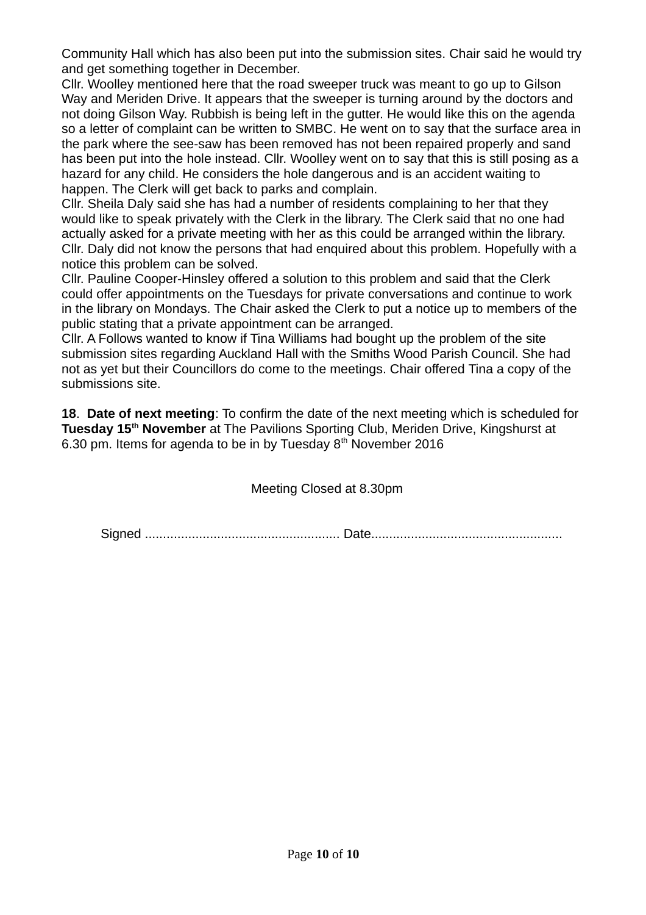Community Hall which has also been put into the submission sites. Chair said he would try and get something together in December.

Cllr. Woolley mentioned here that the road sweeper truck was meant to go up to Gilson Way and Meriden Drive. It appears that the sweeper is turning around by the doctors and not doing Gilson Way. Rubbish is being left in the gutter. He would like this on the agenda so a letter of complaint can be written to SMBC. He went on to say that the surface area in the park where the see-saw has been removed has not been repaired properly and sand has been put into the hole instead. Cllr. Woolley went on to say that this is still posing as a hazard for any child. He considers the hole dangerous and is an accident waiting to happen. The Clerk will get back to parks and complain.

Cllr. Sheila Daly said she has had a number of residents complaining to her that they would like to speak privately with the Clerk in the library. The Clerk said that no one had actually asked for a private meeting with her as this could be arranged within the library. Cllr. Daly did not know the persons that had enquired about this problem. Hopefully with a notice this problem can be solved.

Cllr. Pauline Cooper-Hinsley offered a solution to this problem and said that the Clerk could offer appointments on the Tuesdays for private conversations and continue to work in the library on Mondays. The Chair asked the Clerk to put a notice up to members of the public stating that a private appointment can be arranged.

Cllr. A Follows wanted to know if Tina Williams had bought up the problem of the site submission sites regarding Auckland Hall with the Smiths Wood Parish Council. She had not as yet but their Councillors do come to the meetings. Chair offered Tina a copy of the submissions site.

**18**. **Date of next meeting**: To confirm the date of the next meeting which is scheduled for **Tuesday 15th November** at The Pavilions Sporting Club, Meriden Drive, Kingshurst at 6.30 pm. Items for agenda to be in by Tuesday 8th November 2016

Meeting Closed at 8.30pm

Signed ..................................................... Date....................................................